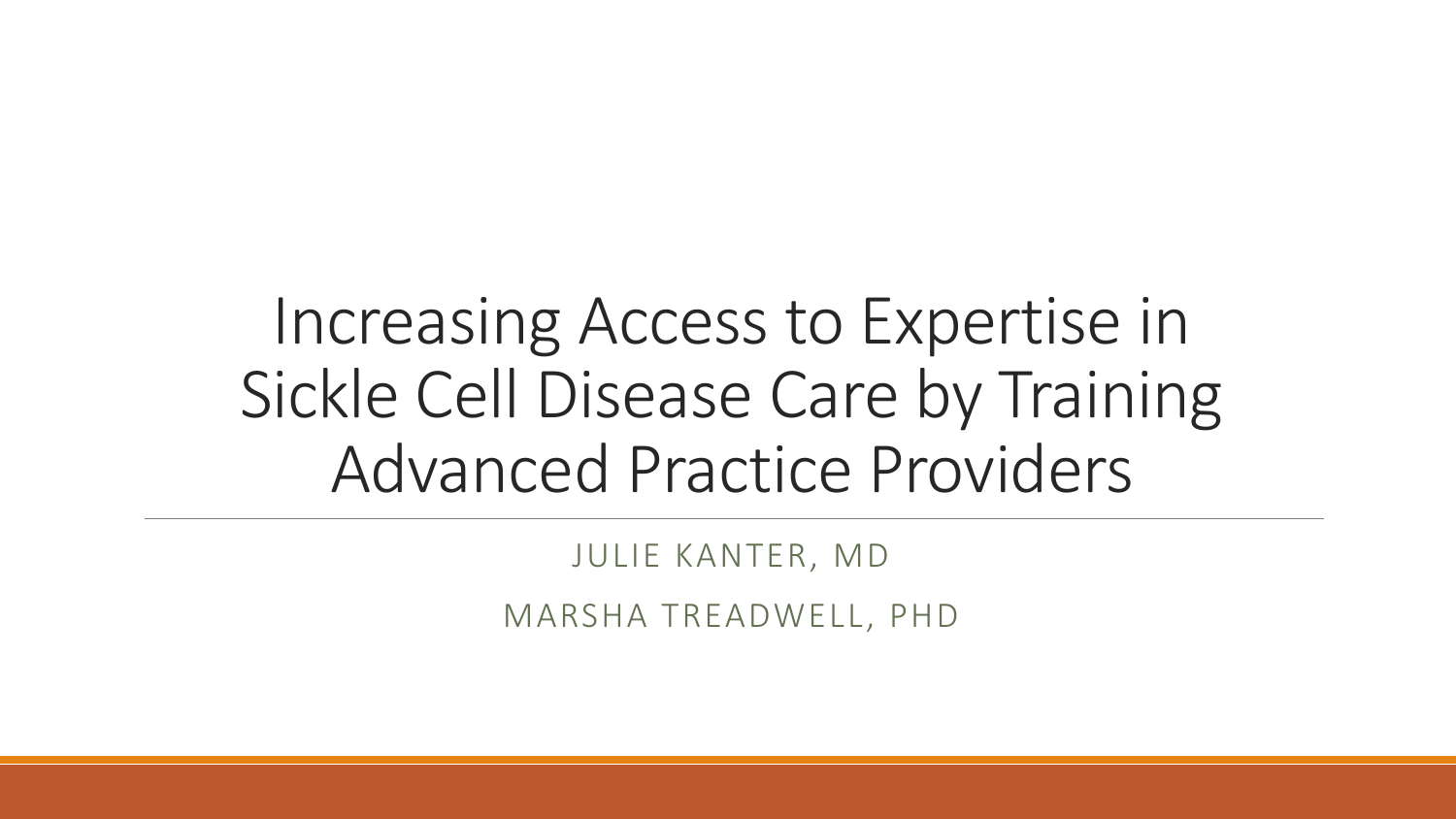# Increasing Access to Expertise in Sickle Cell Disease Care by Training Advanced Practice Providers

JULIE KANTER, MD

MARSHA TREADWELL, PHD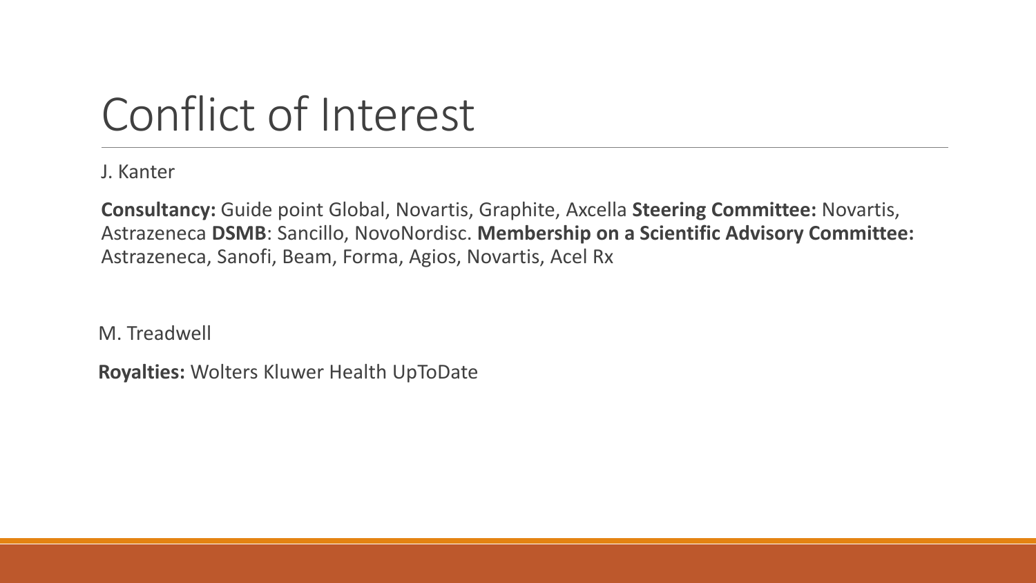# Conflict of Interest

J. Kanter

**Consultancy:** Guide point Global, Novartis, Graphite, Axcella **Steering Committee:** Novartis, Astrazeneca **DSMB**: Sancillo, NovoNordisc. **Membership on a Scientific Advisory Committee:** Astrazeneca, Sanofi, Beam, Forma, Agios, Novartis, Acel Rx

M. Treadwell

**Royalties:** Wolters Kluwer Health UpToDate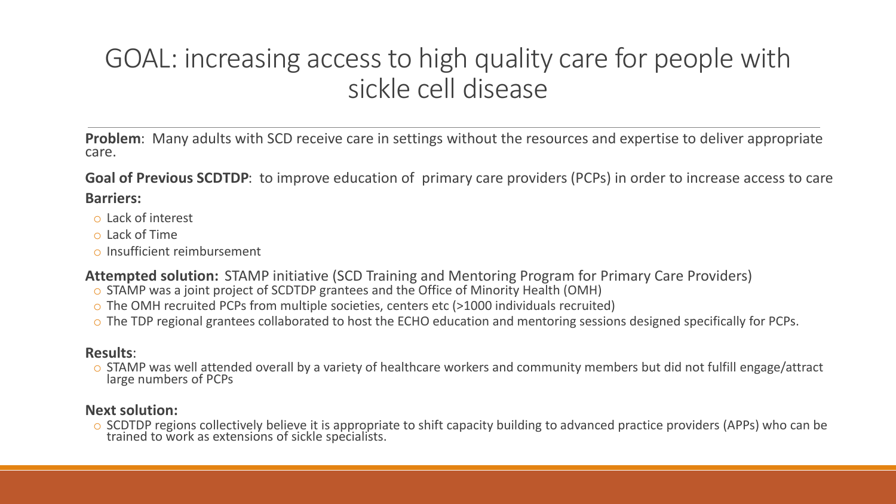# GOAL: increasing access to high quality care for people with sickle cell disease

**Problem**: Many adults with SCD receive care in settings without the resources and expertise to deliver appropriate care.

**Goal of Previous SCDTDP**: to improve education of primary care providers (PCPs) in order to increase access to care

**Barriers:**

- Lack of interest
- Lack of Time
- Insufficient reimbursement

**Attempted solution:** STAMP initiative (SCD Training and Mentoring Program for Primary Care Providers)

- STAMP was a joint project of SCDTDP grantees and the Office of Minority Health (OMH)
- The OMH recruited PCPs from multiple societies, centers etc (>1000 individuals recruited)
- The TDP regional grantees collaborated to host the ECHO education and mentoring sessions designed specifically for PCPs.

**Results**:

- STAMP was well attended overall by a variety of healthcare workers and community members but did not fulfill engage/attract large numbers of PCPs

**Next solution:**

- SCDTDP regions collectively believe it is appropriate to shift capacity building to advanced practice providers (APPs) who can be trained to work as extensions of sickle specialists.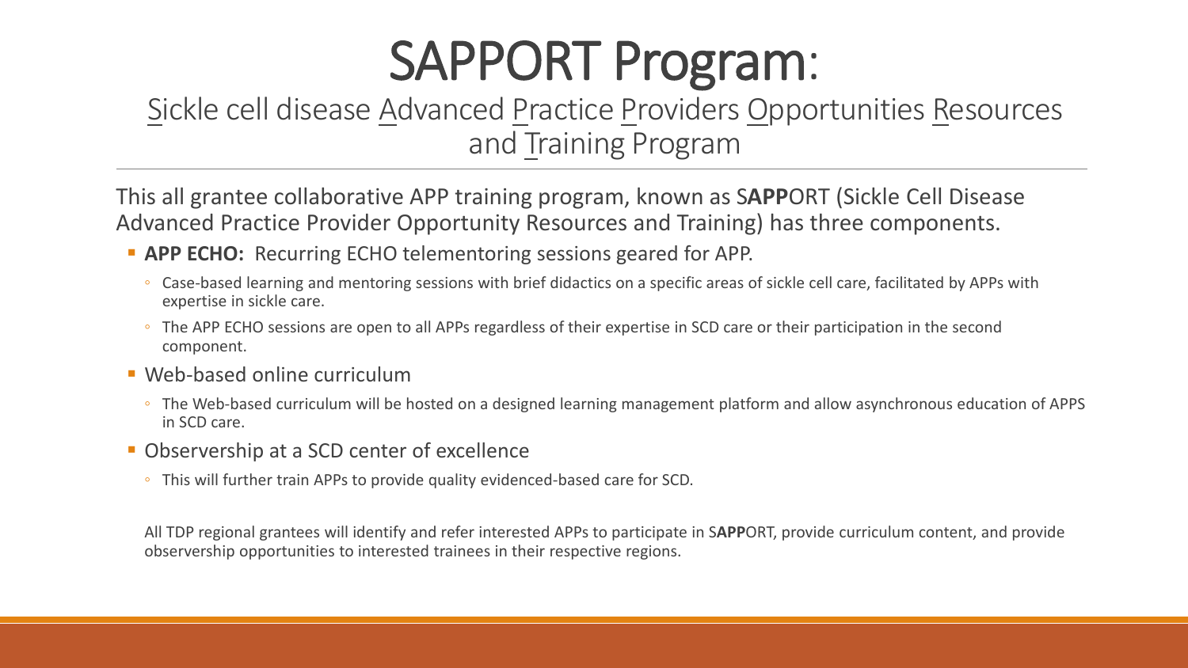# SAPPORT Program:

## Sickle cell disease Advanced Practice Providers Opportunities Resources and Training Program

This all grantee collaborative APP training program, known as S**APP**ORT (Sickle Cell Disease Advanced Practice Provider Opportunity Resources and Training) has three components.

- **APP ECHO:** Recurring ECHO telementoring sessions geared for APP.
  - Case-based learning and mentoring sessions with brief didactics on a specific areas of sickle cell care, facilitated by APPs with expertise in sickle care.
  - The APP ECHO sessions are open to all APPs regardless of their expertise in SCD care or their participation in the second component.
- Web-based online curriculum
  - The Web-based curriculum will be hosted on a designed learning management platform and allow asynchronous education of APPS in SCD care.
- Observership at a SCD center of excellence
  - This will further train APPs to provide quality evidenced-based care for SCD.

All TDP regional grantees will identify and refer interested APPs to participate in S**APP**ORT, provide curriculum content, and provide observership opportunities to interested trainees in their respective regions.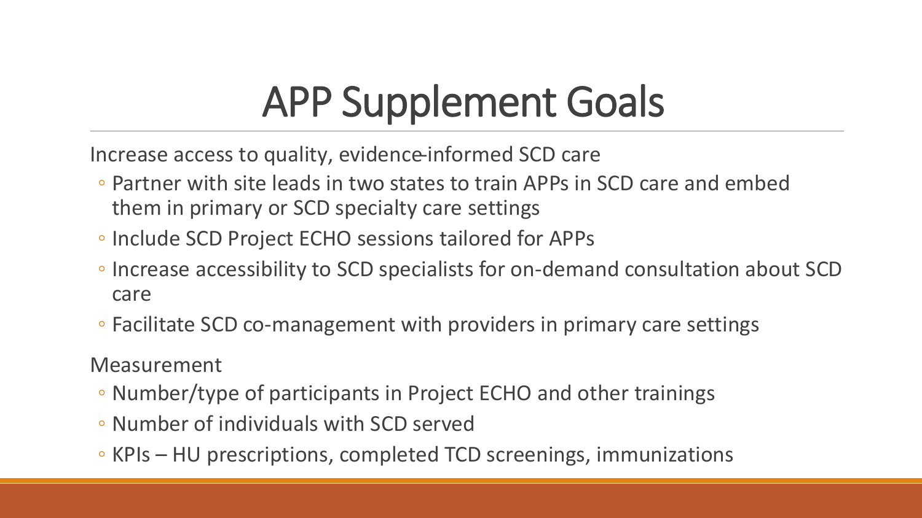# APP Supplement Goals

Increase access to quality, evidence-informed SCD care

- Partner with site leads in two states to train APPs in SCD care and embed them in primary or SCD specialty care settings
- Include SCD Project ECHO sessions tailored for APPs
- Increase accessibility to SCD specialists for on-demand consultation about SCD care
- Facilitate SCD co-management with providers in primary care settings

Measurement

- Number/type of participants in Project ECHO and other trainings
- Number of individuals with SCD served
- KPIs – HU prescriptions, completed TCD screenings, immunizations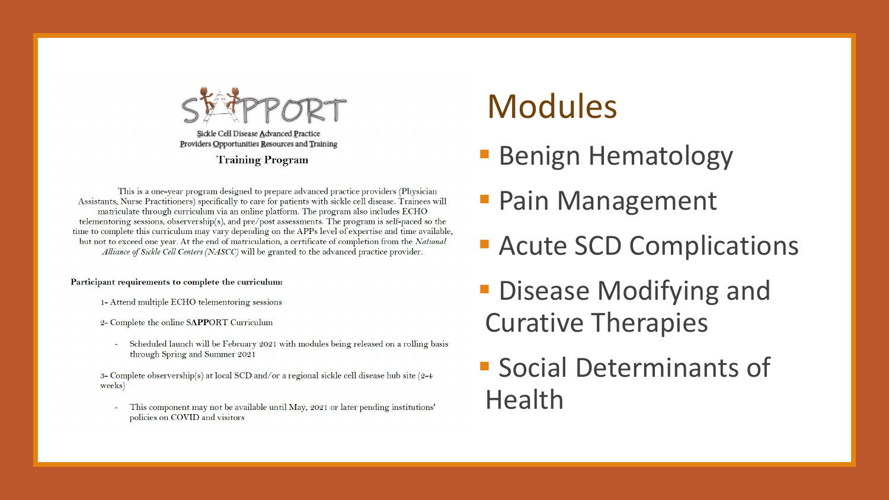SAPPORT

Sickle Cell Disease Advanced Practice Providers Opportunities Resources and Training

**Training Program**

This is a one-year program designed to prepare advanced practice providers (Physician Assistants, Nurse Practitioners) specifically to care for patients with sickle cell disease. Trainees will matriculate through curriculum via an online platform. The program also includes ECHO telementoring sessions, observership(s), and pre/post assessments. The program is self-paced so the time to complete this curriculum may vary depending on the APPs level of expertise and time available, but not to exceed one year. At the end of matriculation, a certificate of completion from the *National Alliance of Sickle Cell Centers (NASCC)* will be granted to the advanced practice provider.

**Participant requirements to complete the curriculum:**

1- Attend multiple ECHO telementoring sessions

2- Complete the online **SAPPORT** Curriculum

- Scheduled launch will be February 2021 with modules being released on a rolling basis through Spring and Summer 2021

3- Complete observership(s) at local SCD and/or a regional sickle cell disease hub site (2-4 weeks)

- This component may not be available until May, 2021 or later pending institutions' policies on COVID and visitors

# Modules

- Benign Hematology
- Pain Management
- Acute SCD Complications
- Disease Modifying and Curative Therapies
- Social Determinants of Health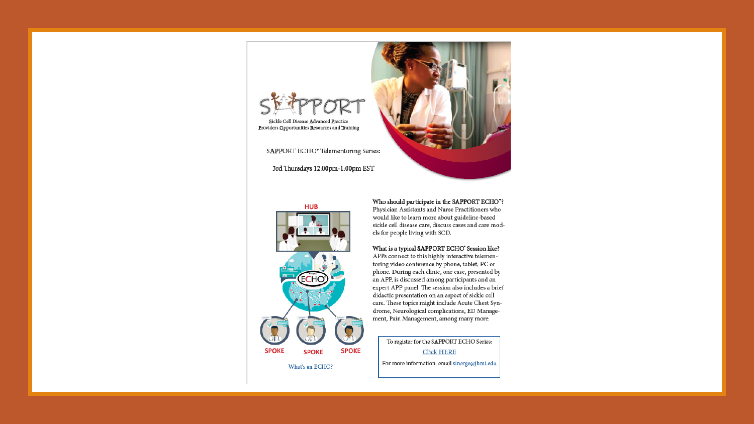# SAPPORT

Sickle Cell Disease Advanced Practice Providers Opportunities Resources and Training

SAPPORT ECHO® Telementoring Series:

3rd Thursdays 12:00pm-1:00pm EST

HUB

ECHO

SPOKE SPOKE SPOKE

What's an ECHO?

**Who should participate in the SAPPORT ECHO®?**
Physician Assistants and Nurse Practitioners who would like to learn more about guideline-based sickle cell disease care, discuss cases and care models for people living with SCD.

**What is a typical SAPPORT ECHO® Session like?**
APPs connect to this highly interactive telementoring video conference by phone, tablet, PC or phone. During each clinic, one case, presented by an APP, is discussed among participants and an expert APP panel. The session also includes a brief didactic presentation on an aspect of sickle cell care. These topics might include Acute Chest Syndrome, Neurological complications, ED Management, Pain Management, among many more.

To register for the SAPPORT ECHO Series:

Click HERE

For more information, email sinerge@jhmi.edu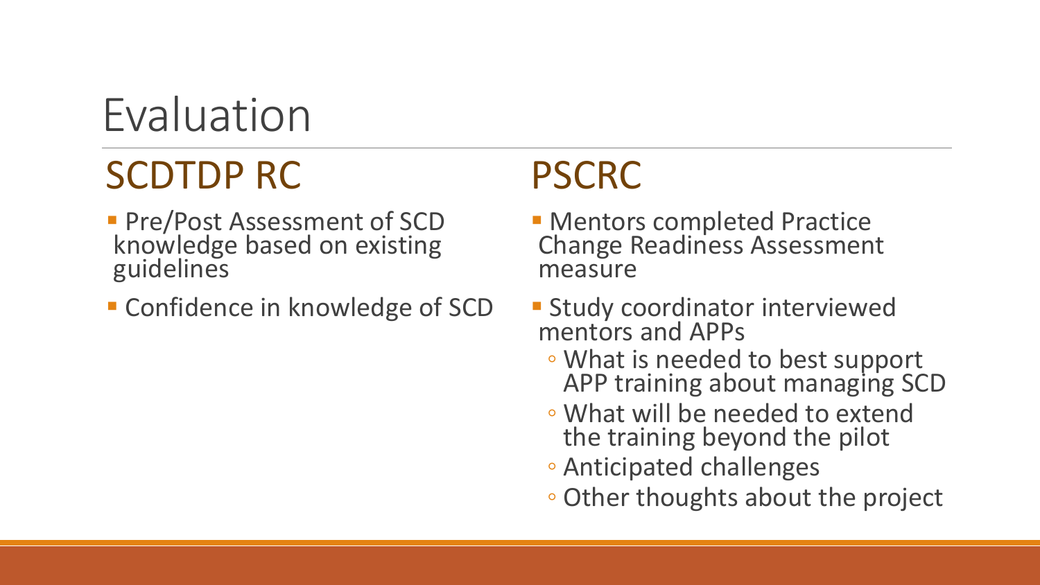# Evaluation

## SCDTDP RC

- Pre/Post Assessment of SCD knowledge based on existing guidelines
- Confidence in knowledge of SCD

## PSCRC

- Mentors completed Practice Change Readiness Assessment measure
- Study coordinator interviewed mentors and APPs
  - What is needed to best support APP training about managing SCD
  - What will be needed to extend the training beyond the pilot
  - Anticipated challenges
  - Other thoughts about the project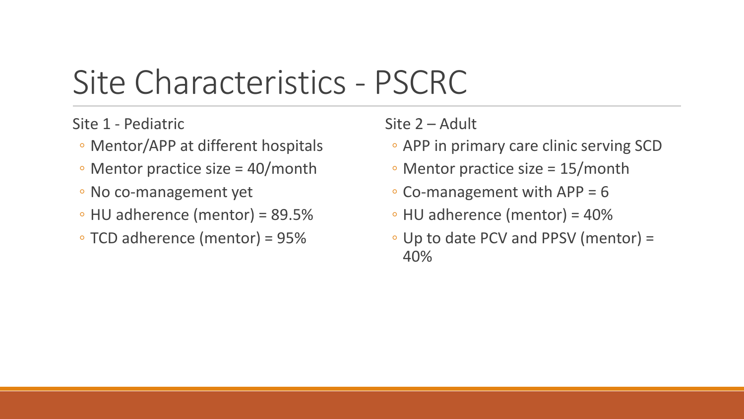# Site Characteristics - PSCRC

Site 1 - Pediatric

- Mentor/APP at different hospitals
- Mentor practice size = 40/month
- No co-management yet
- HU adherence (mentor) = 89.5%
- TCD adherence (mentor) = 95%

Site 2 – Adult

- APP in primary care clinic serving SCD
- Mentor practice size = 15/month
- Co-management with APP = 6
- HU adherence (mentor) = 40%
- Up to date PCV and PPSV (mentor) = 40%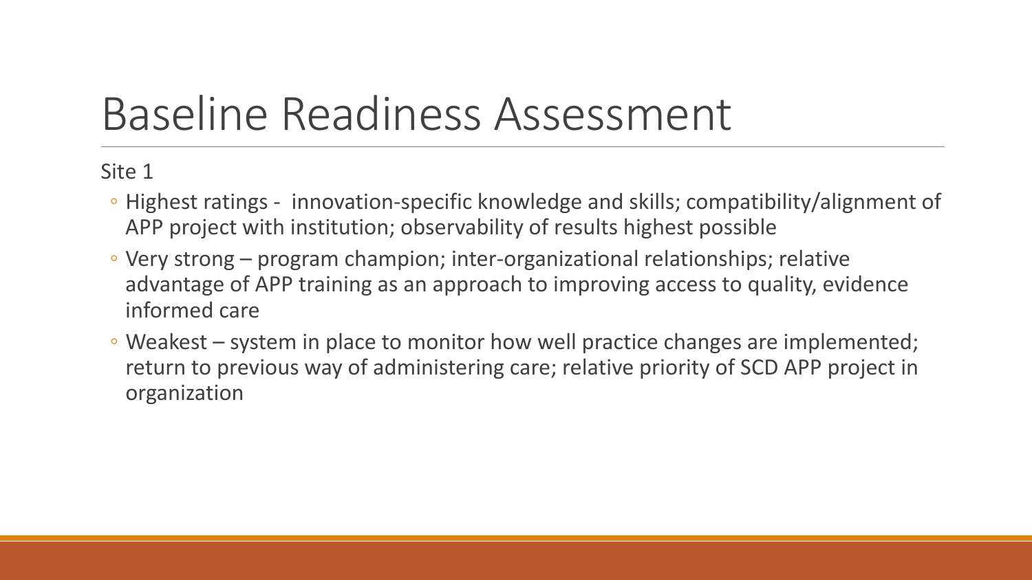# Baseline Readiness Assessment

Site 1

- Highest ratings - innovation-specific knowledge and skills; compatibility/alignment of APP project with institution; observability of results highest possible
- Very strong – program champion; inter-organizational relationships; relative advantage of APP training as an approach to improving access to quality, evidence informed care
- Weakest – system in place to monitor how well practice changes are implemented; return to previous way of administering care; relative priority of SCD APP project in organization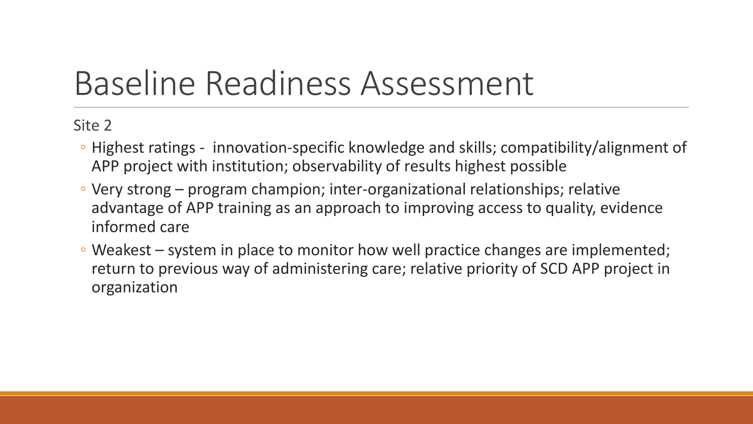# Baseline Readiness Assessment

Site 2

- Highest ratings - innovation-specific knowledge and skills; compatibility/alignment of APP project with institution; observability of results highest possible
- Very strong – program champion; inter-organizational relationships; relative advantage of APP training as an approach to improving access to quality, evidence informed care
- Weakest – system in place to monitor how well practice changes are implemented; return to previous way of administering care; relative priority of SCD APP project in organization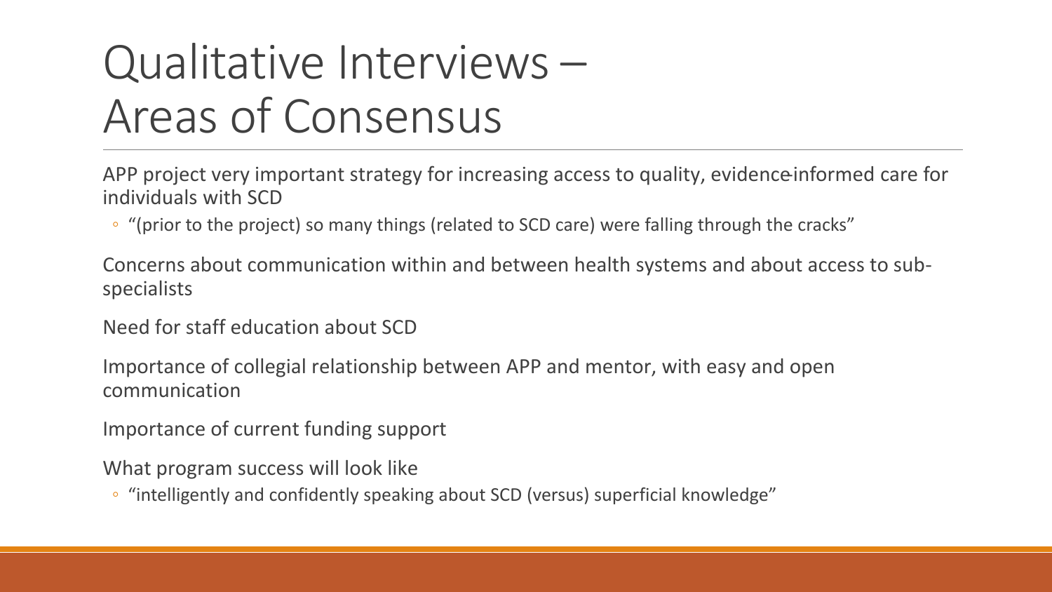# Qualitative Interviews – Areas of Consensus

APP project very important strategy for increasing access to quality, evidence-informed care for individuals with SCD

- "(prior to the project) so many things (related to SCD care) were falling through the cracks"

Concerns about communication within and between health systems and about access to sub-specialists

Need for staff education about SCD

Importance of collegial relationship between APP and mentor, with easy and open communication

Importance of current funding support

What program success will look like

- "intelligently and confidently speaking about SCD (versus) superficial knowledge"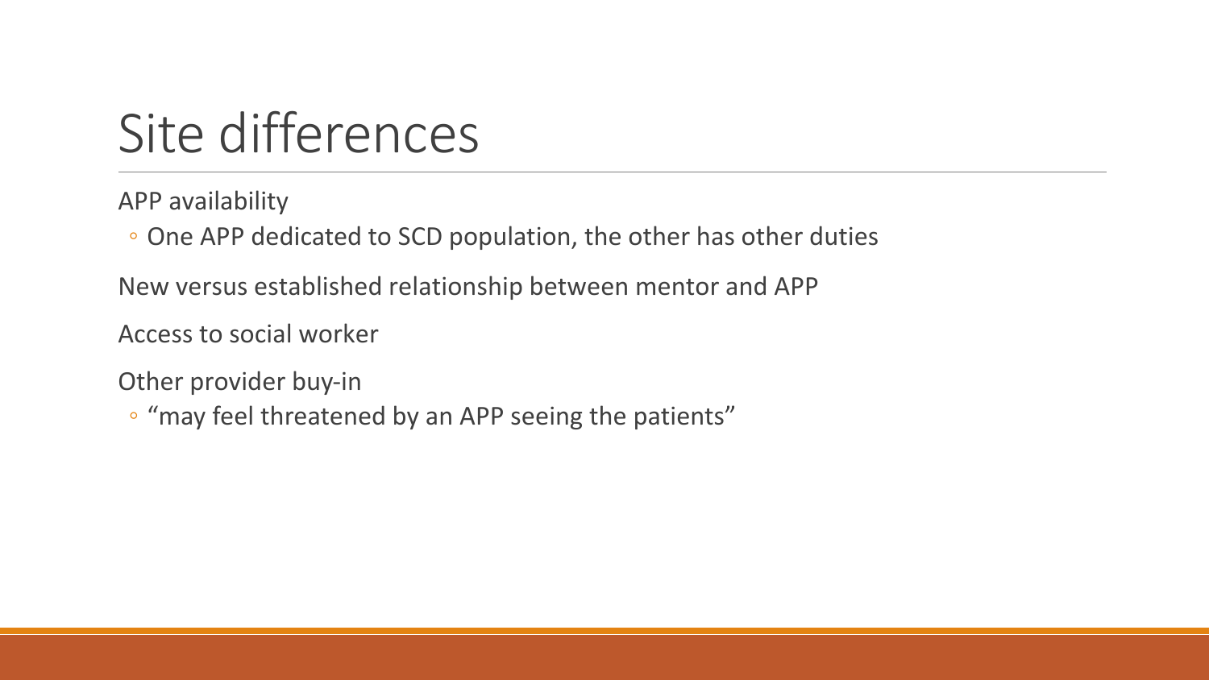# Site differences

APP availability

- One APP dedicated to SCD population, the other has other duties

New versus established relationship between mentor and APP

Access to social worker

Other provider buy-in

- “may feel threatened by an APP seeing the patients”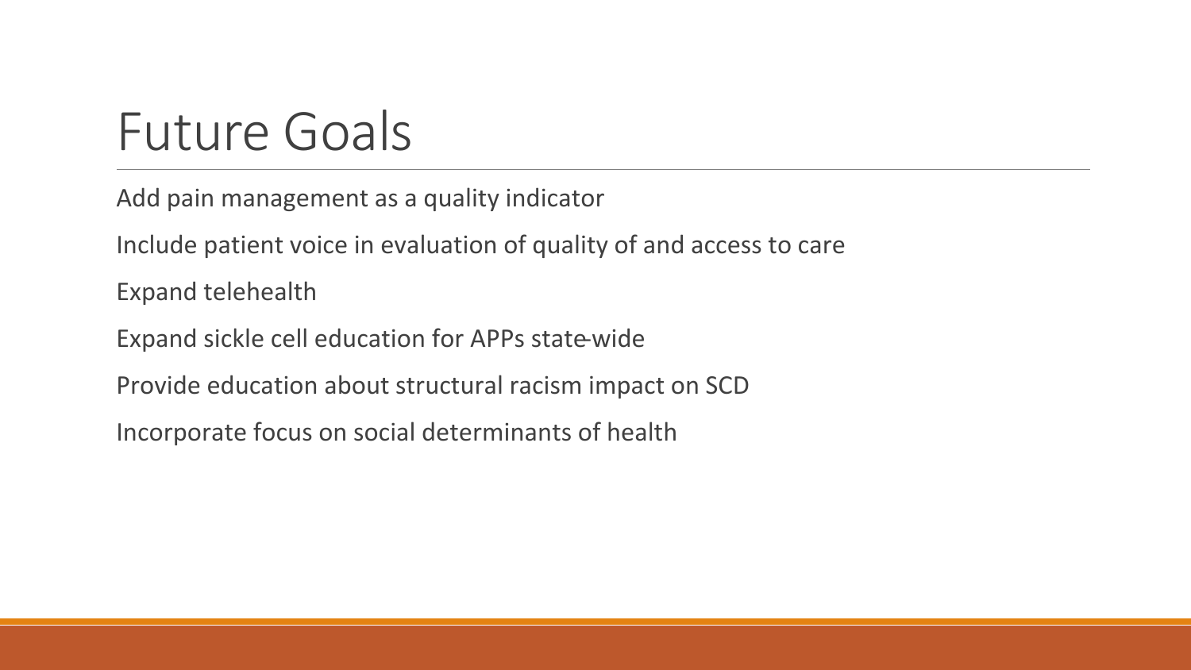# Future Goals

Add pain management as a quality indicator

Include patient voice in evaluation of quality of and access to care

Expand telehealth

Expand sickle cell education for APPs state-wide

Provide education about structural racism impact on SCD

Incorporate focus on social determinants of health